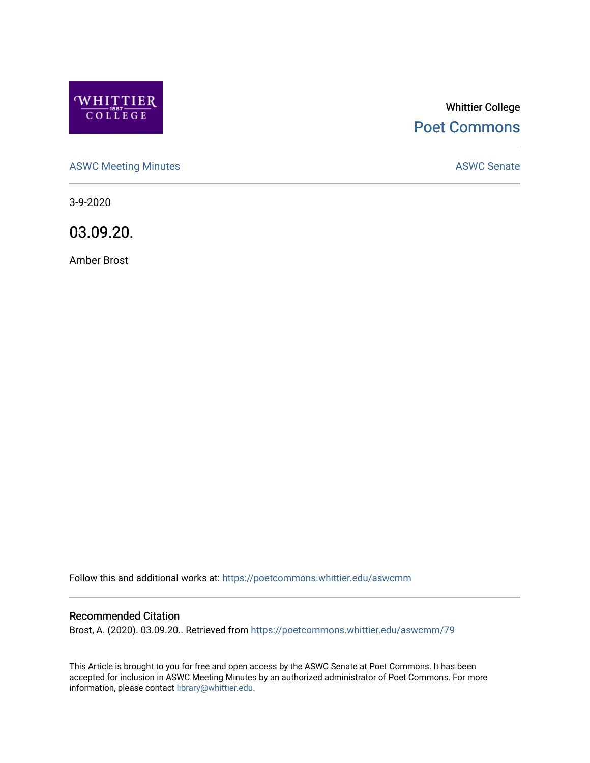Whittier College

Poet Commons

ASWC Meeting Minutes

ASWC Senate

3-9-2020

# 03.09.20.

Amber Brost

Follow this and additional works at: https://poetcommons.whittier.edu/aswcmm

## Recommended Citation

Brost, A. (2020). 03.09.20.. Retrieved from https://poetcommons.whittier.edu/aswcmm/79

This Article is brought to you for free and open access by the ASWC Senate at Poet Commons. It has been accepted for inclusion in ASWC Meeting Minutes by an authorized administrator of Poet Commons. For more information, please contact library@whittier.edu.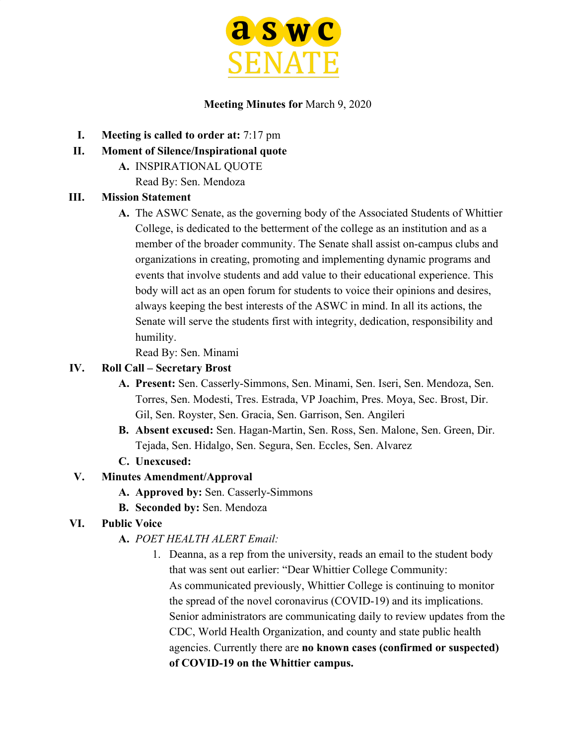# aswc SENATE

**Meeting Minutes for** March 9, 2020

I. **Meeting is called to order at:** 7:17 pm

II. **Moment of Silence/Inspirational quote**

   A. INSPIRATIONAL QUOTE
   Read By: Sen. Mendoza

III. **Mission Statement**

   A. The ASWC Senate, as the governing body of the Associated Students of Whittier College, is dedicated to the betterment of the college as an institution and as a member of the broader community. The Senate shall assist on-campus clubs and organizations in creating, promoting and implementing dynamic programs and events that involve students and add value to their educational experience. This body will act as an open forum for students to voice their opinions and desires, always keeping the best interests of the ASWC in mind. In all its actions, the Senate will serve the students first with integrity, dedication, responsibility and humility.
   Read By: Sen. Minami

IV. **Roll Call – Secretary Brost**

   A. **Present:** Sen. Casserly-Simmons, Sen. Minami, Sen. Iseri, Sen. Mendoza, Sen. Torres, Sen. Modesti, Tres. Estrada, VP Joachim, Pres. Moya, Sec. Brost, Dir. Gil, Sen. Royster, Sen. Gracia, Sen. Garrison, Sen. Angileri

   B. **Absent excused:** Sen. Hagan-Martin, Sen. Ross, Sen. Malone, Sen. Green, Dir. Tejada, Sen. Hidalgo, Sen. Segura, Sen. Eccles, Sen. Alvarez

   C. **Unexcused:**

V. **Minutes Amendment/Approval**

   A. **Approved by:** Sen. Casserly-Simmons

   B. **Seconded by:** Sen. Mendoza

VI. **Public Voice**

   A. *POET HEALTH ALERT Email:*

      1. Deanna, as a rep from the university, reads an email to the student body that was sent out earlier: "Dear Whittier College Community:
      As communicated previously, Whittier College is continuing to monitor the spread of the novel coronavirus (COVID-19) and its implications. Senior administrators are communicating daily to review updates from the CDC, World Health Organization, and county and state public health agencies. Currently there are **no known cases (confirmed or suspected) of COVID-19 on the Whittier campus.**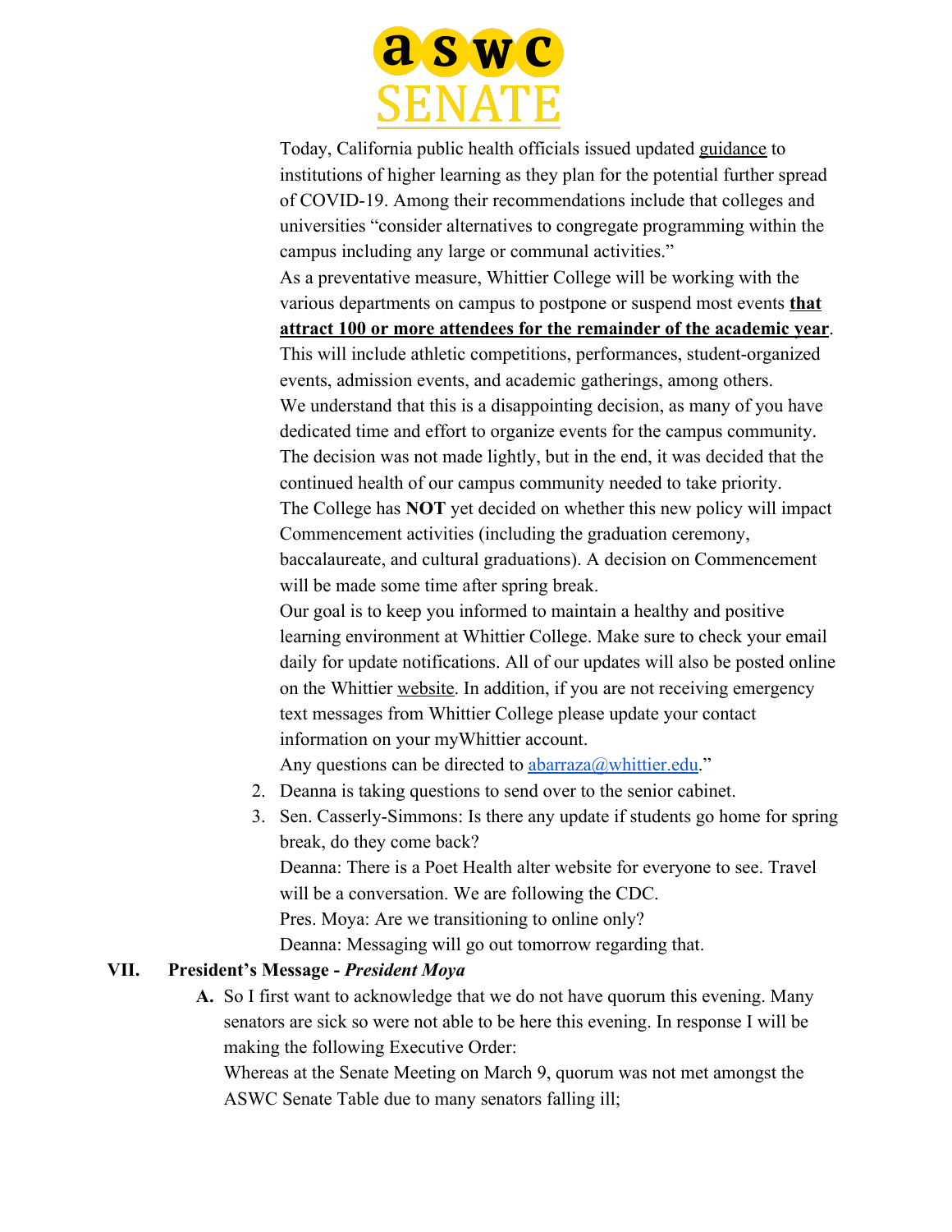Today, California public health officials issued updated guidance to institutions of higher learning as they plan for the potential further spread of COVID-19. Among their recommendations include that colleges and universities "consider alternatives to congregate programming within the campus including any large or communal activities."

As a preventative measure, Whittier College will be working with the various departments on campus to postpone or suspend most events **that attract 100 or more attendees for the remainder of the academic year**. This will include athletic competitions, performances, student-organized events, admission events, and academic gatherings, among others.

We understand that this is a disappointing decision, as many of you have dedicated time and effort to organize events for the campus community. The decision was not made lightly, but in the end, it was decided that the continued health of our campus community needed to take priority.

The College has **NOT** yet decided on whether this new policy will impact Commencement activities (including the graduation ceremony, baccalaureate, and cultural graduations). A decision on Commencement will be made some time after spring break.

Our goal is to keep you informed to maintain a healthy and positive learning environment at Whittier College. Make sure to check your email daily for update notifications. All of our updates will also be posted online on the Whittier website. In addition, if you are not receiving emergency text messages from Whittier College please update your contact information on your myWhittier account.

Any questions can be directed to abarraza@whittier.edu."

2. Deanna is taking questions to send over to the senior cabinet.
3. Sen. Casserly-Simmons: Is there any update if students go home for spring break, do they come back?
   Deanna: There is a Poet Health alter website for everyone to see. Travel will be a conversation. We are following the CDC.
   Pres. Moya: Are we transitioning to online only?
   Deanna: Messaging will go out tomorrow regarding that.

## VII. President's Message - *President Moya*

A. So I first want to acknowledge that we do not have quorum this evening. Many senators are sick so were not able to be here this evening. In response I will be making the following Executive Order:
   Whereas at the Senate Meeting on March 9, quorum was not met amongst the ASWC Senate Table due to many senators falling ill;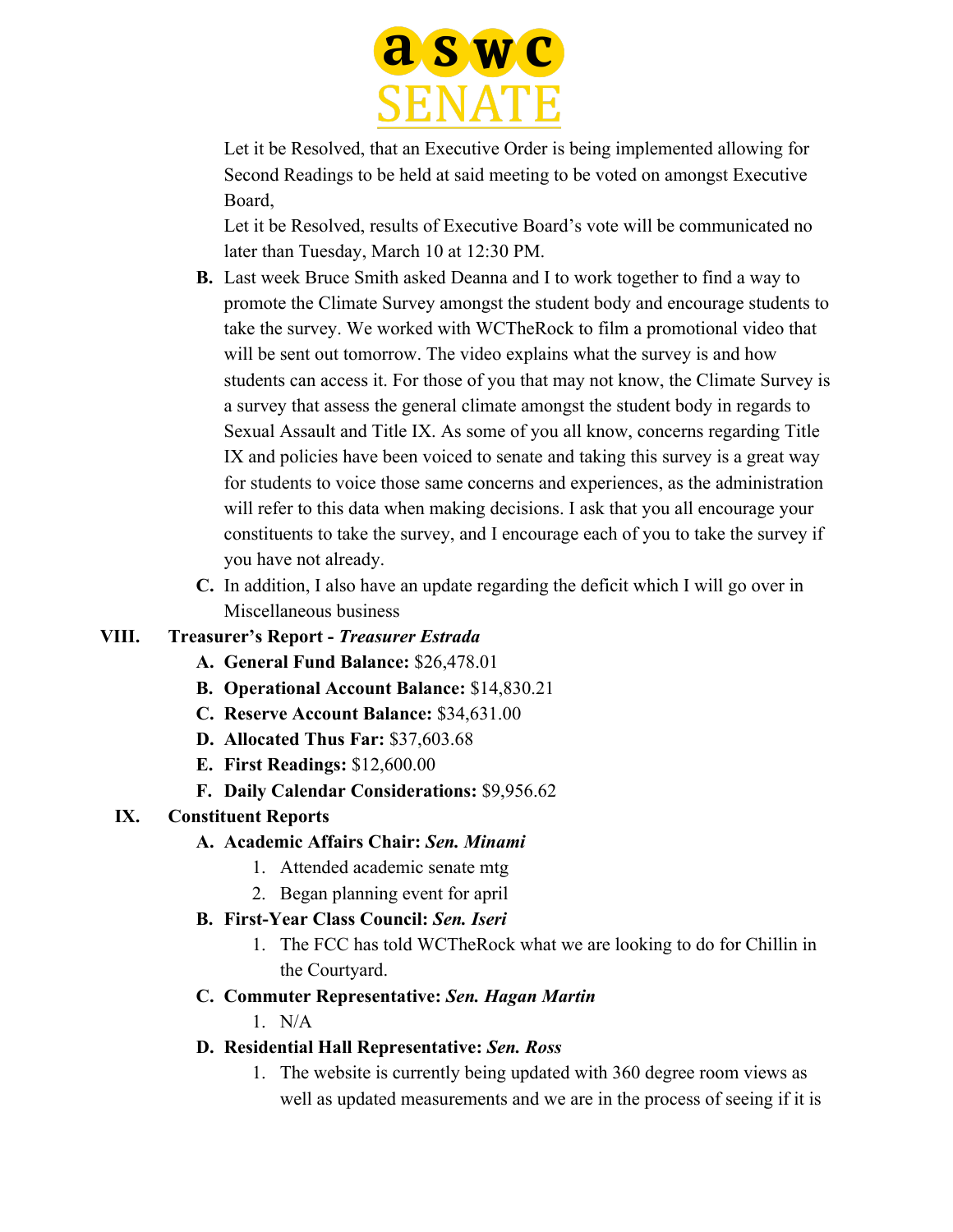Let it be Resolved, that an Executive Order is being implemented allowing for Second Readings to be held at said meeting to be voted on amongst Executive Board,

Let it be Resolved, results of Executive Board's vote will be communicated no later than Tuesday, March 10 at 12:30 PM.

B. Last week Bruce Smith asked Deanna and I to work together to find a way to promote the Climate Survey amongst the student body and encourage students to take the survey. We worked with WCTheRock to film a promotional video that will be sent out tomorrow. The video explains what the survey is and how students can access it. For those of you that may not know, the Climate Survey is a survey that assess the general climate amongst the student body in regards to Sexual Assault and Title IX. As some of you all know, concerns regarding Title IX and policies have been voiced to senate and taking this survey is a great way for students to voice those same concerns and experiences, as the administration will refer to this data when making decisions. I ask that you all encourage your constituents to take the survey, and I encourage each of you to take the survey if you have not already.

C. In addition, I also have an update regarding the deficit which I will go over in Miscellaneous business

VIII. **Treasurer's Report - *Treasurer Estrada***

A. **General Fund Balance:** $26,478.01

B. **Operational Account Balance:** $14,830.21

C. **Reserve Account Balance:** $34,631.00

D. **Allocated Thus Far:** $37,603.68

E. **First Readings:** $12,600.00

F. **Daily Calendar Considerations:** $9,956.62

IX. **Constituent Reports**

A. **Academic Affairs Chair: *Sen. Minami***

1. Attended academic senate mtg
2. Began planning event for april

B. **First-Year Class Council: *Sen. Iseri***

1. The FCC has told WCTheRock what we are looking to do for Chillin in the Courtyard.

C. **Commuter Representative: *Sen. Hagan Martin***

1. N/A

D. **Residential Hall Representative: *Sen. Ross***

1. The website is currently being updated with 360 degree room views as well as updated measurements and we are in the process of seeing if it is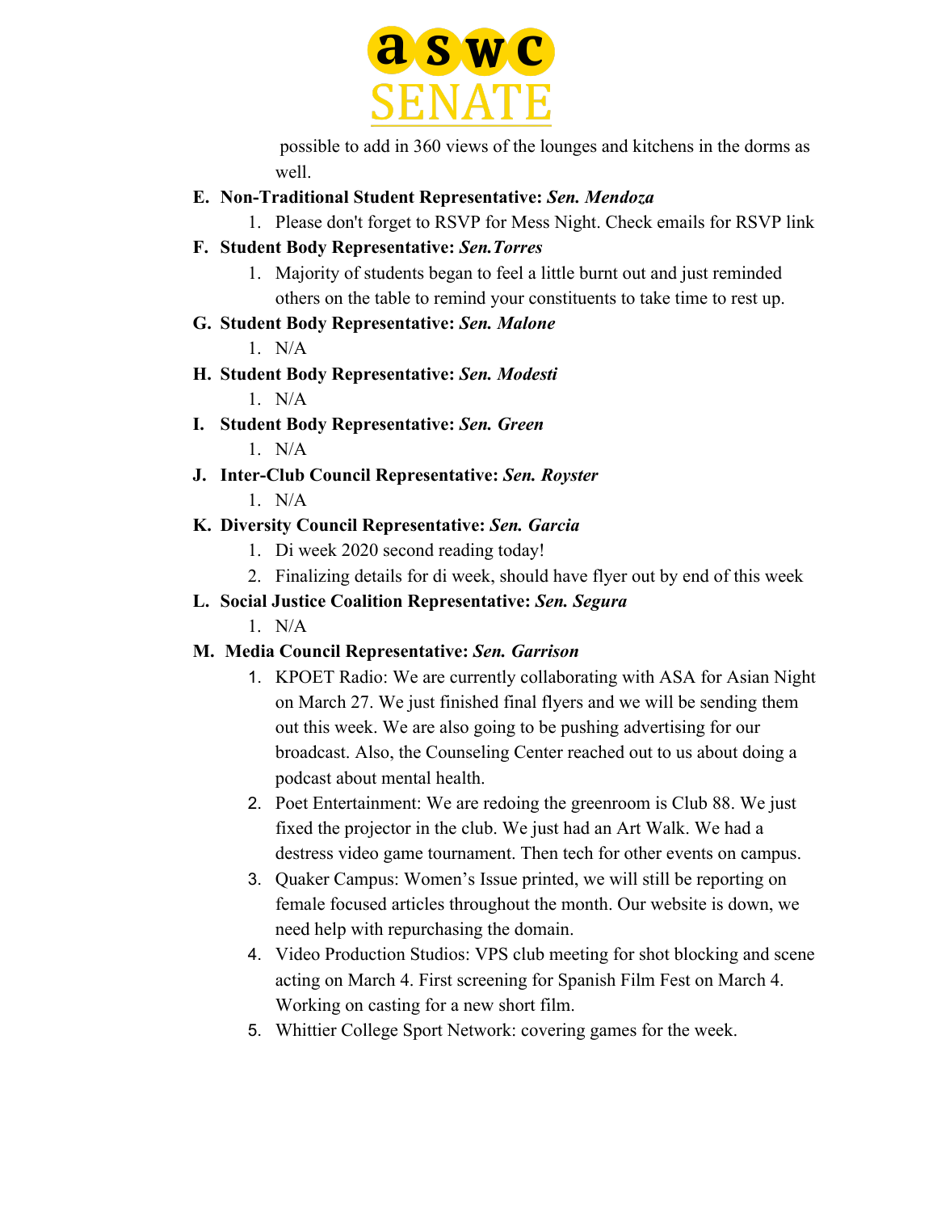possible to add in 360 views of the lounges and kitchens in the dorms as well.

E. **Non-Traditional Student Representative:** ***Sen. Mendoza***
   1. Please don't forget to RSVP for Mess Night. Check emails for RSVP link

F. **Student Body Representative:** ***Sen.Torres***
   1. Majority of students began to feel a little burnt out and just reminded others on the table to remind your constituents to take time to rest up.

G. **Student Body Representative:** ***Sen. Malone***
   1. N/A

H. **Student Body Representative:** ***Sen. Modesti***
   1. N/A

I. **Student Body Representative:** ***Sen. Green***
   1. N/A

J. **Inter-Club Council Representative:** ***Sen. Royster***
   1. N/A

K. **Diversity Council Representative:** ***Sen. Garcia***
   1. Di week 2020 second reading today!
   2. Finalizing details for di week, should have flyer out by end of this week

L. **Social Justice Coalition Representative:** ***Sen. Segura***
   1. N/A

M. **Media Council Representative:** ***Sen. Garrison***
   1. KPOET Radio: We are currently collaborating with ASA for Asian Night on March 27. We just finished final flyers and we will be sending them out this week. We are also going to be pushing advertising for our broadcast. Also, the Counseling Center reached out to us about doing a podcast about mental health.
   2. Poet Entertainment: We are redoing the greenroom is Club 88. We just fixed the projector in the club. We just had an Art Walk. We had a destress video game tournament. Then tech for other events on campus.
   3. Quaker Campus: Women's Issue printed, we will still be reporting on female focused articles throughout the month. Our website is down, we need help with repurchasing the domain.
   4. Video Production Studios: VPS club meeting for shot blocking and scene acting on March 4. First screening for Spanish Film Fest on March 4. Working on casting for a new short film.
   5. Whittier College Sport Network: covering games for the week.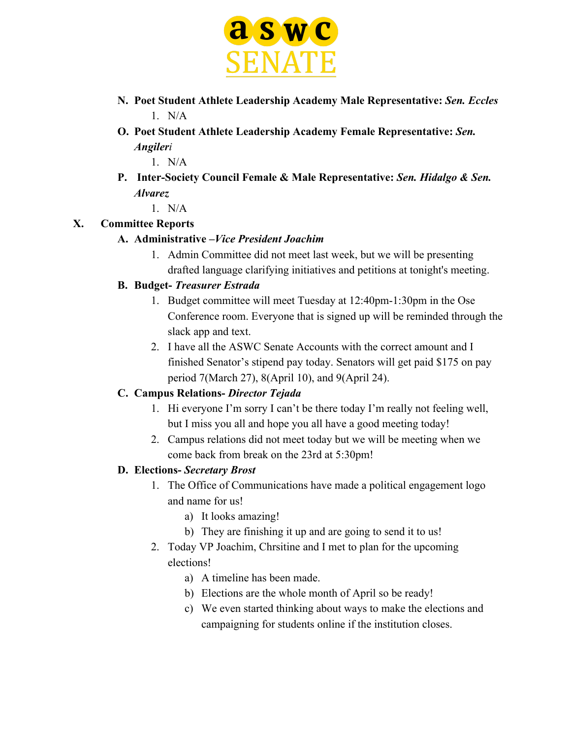N. **Poet Student Athlete Leadership Academy Male Representative:** ***Sen. Eccles***
   1. N/A

O. **Poet Student Athlete Leadership Academy Female Representative:** ***Sen. Angileri***
   1. N/A

P. **Inter-Society Council Female & Male Representative:** ***Sen. Hidalgo & Sen. Alvarez***
   1. N/A

## X. Committee Reports

A. **Administrative –*Vice President Joachim***
   1. Admin Committee did not meet last week, but we will be presenting drafted language clarifying initiatives and petitions at tonight's meeting.

B. **Budget- *Treasurer Estrada***
   1. Budget committee will meet Tuesday at 12:40pm-1:30pm in the Ose Conference room. Everyone that is signed up will be reminded through the slack app and text.
   2. I have all the ASWC Senate Accounts with the correct amount and I finished Senator's stipend pay today. Senators will get paid $175 on pay period 7(March 27), 8(April 10), and 9(April 24).

C. **Campus Relations- *Director Tejada***
   1. Hi everyone I'm sorry I can't be there today I'm really not feeling well, but I miss you all and hope you all have a good meeting today!
   2. Campus relations did not meet today but we will be meeting when we come back from break on the 23rd at 5:30pm!

D. **Elections- *Secretary Brost***
   1. The Office of Communications have made a political engagement logo and name for us!
      a) It looks amazing!
      b) They are finishing it up and are going to send it to us!
   2. Today VP Joachim, Chrsitine and I met to plan for the upcoming elections!
      a) A timeline has been made.
      b) Elections are the whole month of April so be ready!
      c) We even started thinking about ways to make the elections and campaigning for students online if the institution closes.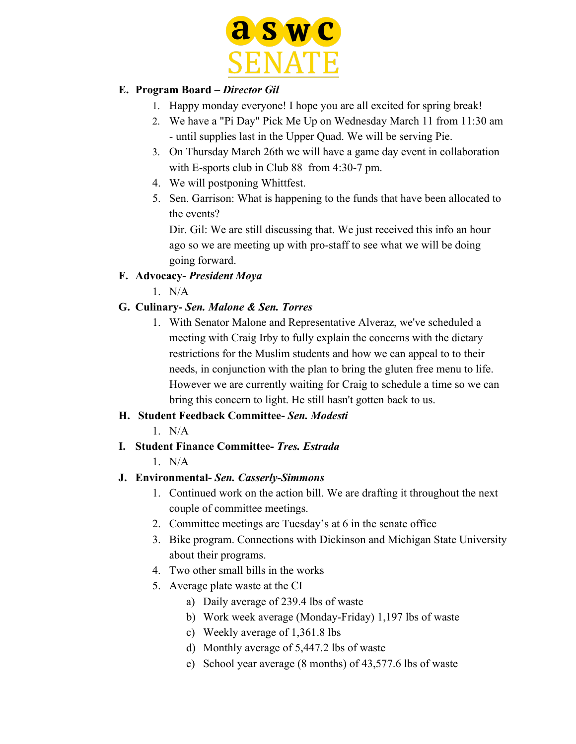**E. Program Board – *Director Gil***

1. Happy monday everyone! I hope you are all excited for spring break!
2. We have a "Pi Day" Pick Me Up on Wednesday March 11 from 11:30 am - until supplies last in the Upper Quad. We will be serving Pie.
3. On Thursday March 26th we will have a game day event in collaboration with E-sports club in Club 88 from 4:30-7 pm.
4. We will postponing Whittfest.
5. Sen. Garrison: What is happening to the funds that have been allocated to the events?
   Dir. Gil: We are still discussing that. We just received this info an hour ago so we are meeting up with pro-staff to see what we will be doing going forward.

**F. Advocacy- *President Moya***

1. N/A

**G. Culinary- *Sen. Malone & Sen. Torres***

1. With Senator Malone and Representative Alveraz, we've scheduled a meeting with Craig Irby to fully explain the concerns with the dietary restrictions for the Muslim students and how we can appeal to to their needs, in conjunction with the plan to bring the gluten free menu to life. However we are currently waiting for Craig to schedule a time so we can bring this concern to light. He still hasn't gotten back to us.

**H. Student Feedback Committee- *Sen. Modesti***

1. N/A

**I. Student Finance Committee- *Tres. Estrada***

1. N/A

**J. Environmental- *Sen. Casserly-Simmons***

1. Continued work on the action bill. We are drafting it throughout the next couple of committee meetings.
2. Committee meetings are Tuesday's at 6 in the senate office
3. Bike program. Connections with Dickinson and Michigan State University about their programs.
4. Two other small bills in the works
5. Average plate waste at the CI
   a) Daily average of 239.4 lbs of waste
   b) Work week average (Monday-Friday) 1,197 lbs of waste
   c) Weekly average of 1,361.8 lbs
   d) Monthly average of 5,447.2 lbs of waste
   e) School year average (8 months) of 43,577.6 lbs of waste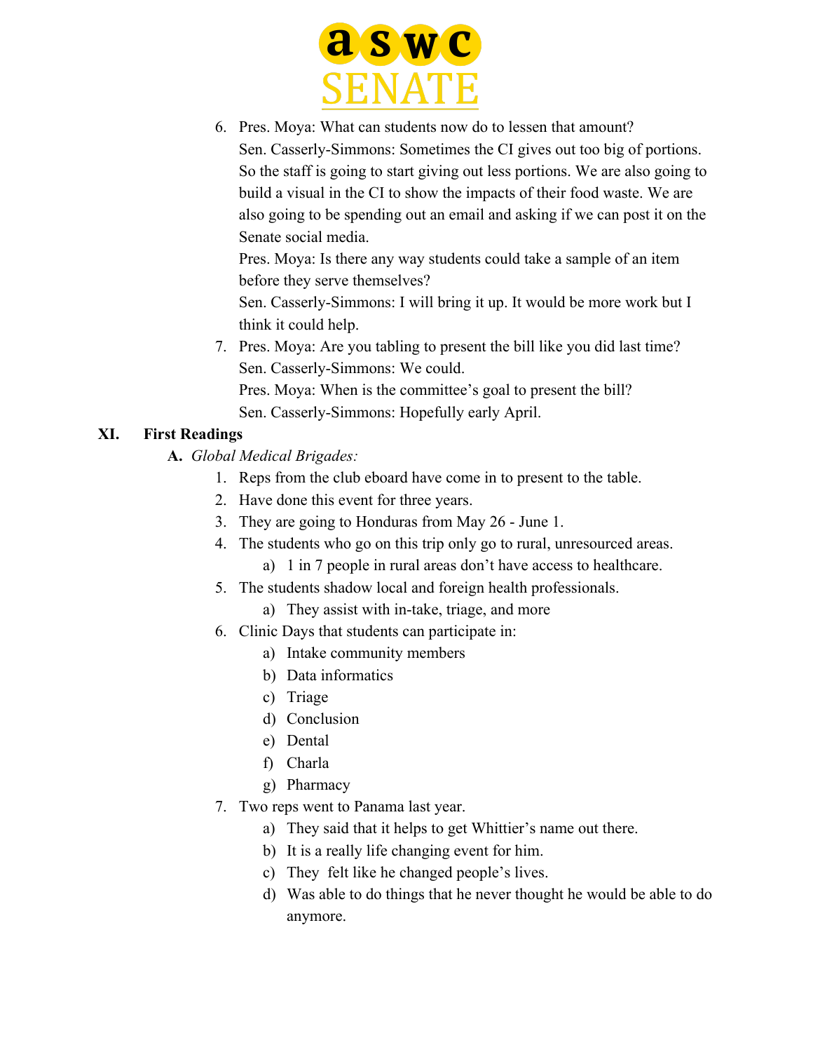6. Pres. Moya: What can students now do to lessen that amount?
   Sen. Casserly-Simmons: Sometimes the CI gives out too big of portions. So the staff is going to start giving out less portions. We are also going to build a visual in the CI to show the impacts of their food waste. We are also going to be spending out an email and asking if we can post it on the Senate social media.
   Pres. Moya: Is there any way students could take a sample of an item before they serve themselves?
   Sen. Casserly-Simmons: I will bring it up. It would be more work but I think it could help.
7. Pres. Moya: Are you tabling to present the bill like you did last time?
   Sen. Casserly-Simmons: We could.
   Pres. Moya: When is the committee's goal to present the bill?
   Sen. Casserly-Simmons: Hopefully early April.

## XI. First Readings

**A.** *Global Medical Brigades:*

1. Reps from the club eboard have come in to present to the table.
2. Have done this event for three years.
3. They are going to Honduras from May 26 - June 1.
4. The students who go on this trip only go to rural, unresourced areas.
   a) 1 in 7 people in rural areas don't have access to healthcare.
5. The students shadow local and foreign health professionals.
   a) They assist with in-take, triage, and more
6. Clinic Days that students can participate in:
   a) Intake community members
   b) Data informatics
   c) Triage
   d) Conclusion
   e) Dental
   f) Charla
   g) Pharmacy
7. Two reps went to Panama last year.
   a) They said that it helps to get Whittier's name out there.
   b) It is a really life changing event for him.
   c) They felt like he changed people's lives.
   d) Was able to do things that he never thought he would be able to do anymore.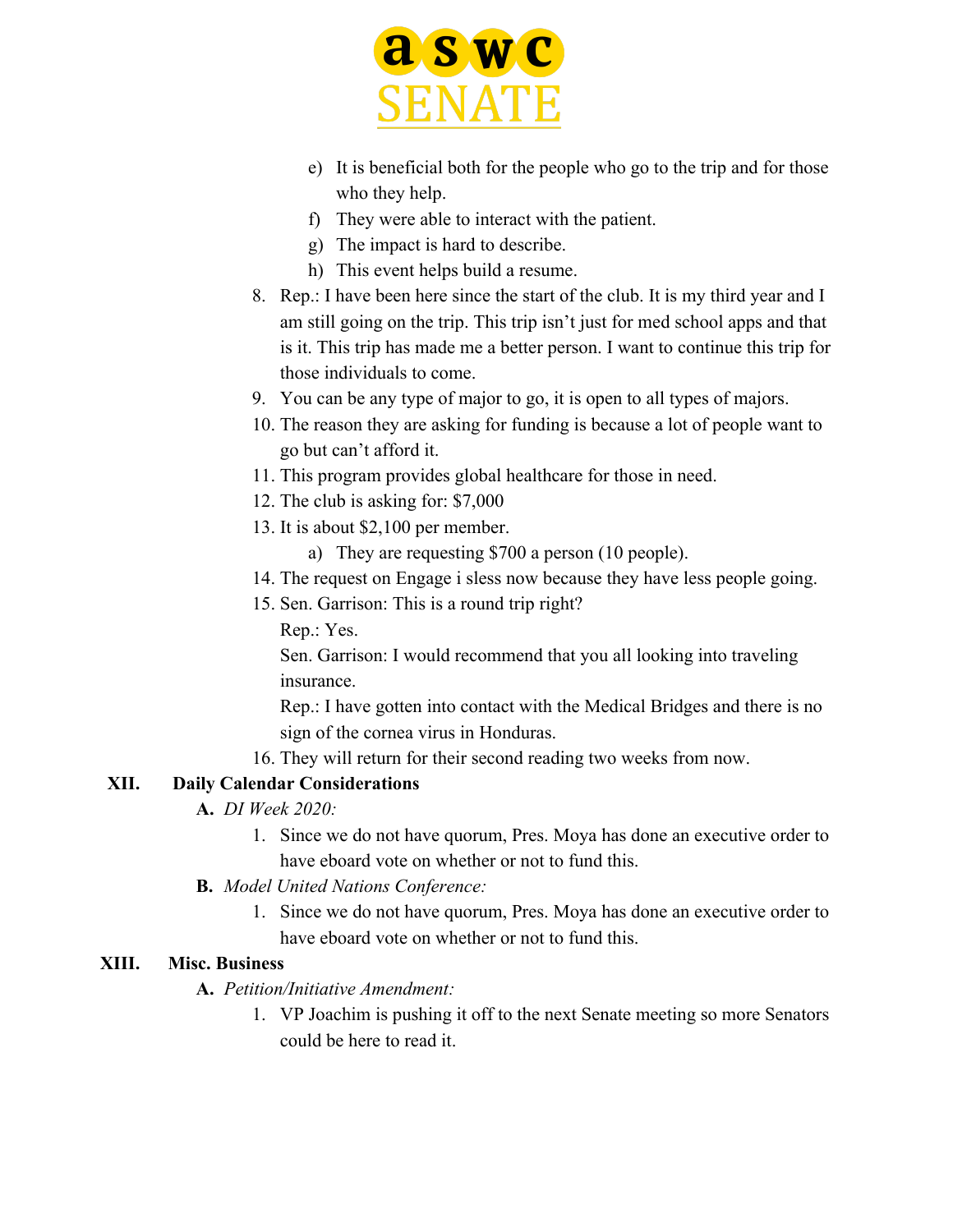e) It is beneficial both for the people who go to the trip and for those who they help.
   f) They were able to interact with the patient.
   g) The impact is hard to describe.
   h) This event helps build a resume.

8. Rep.: I have been here since the start of the club. It is my third year and I am still going on the trip. This trip isn't just for med school apps and that is it. This trip has made me a better person. I want to continue this trip for those individuals to come.
9. You can be any type of major to go, it is open to all types of majors.
10. The reason they are asking for funding is because a lot of people want to go but can't afford it.
11. This program provides global healthcare for those in need.
12. The club is asking for: $7,000
13. It is about $2,100 per member.
    a) They are requesting $700 a person (10 people).
14. The request on Engage i sless now because they have less people going.
15. Sen. Garrison: This is a round trip right?
    Rep.: Yes.
    Sen. Garrison: I would recommend that you all looking into traveling insurance.
    Rep.: I have gotten into contact with the Medical Bridges and there is no sign of the cornea virus in Honduras.
16. They will return for their second reading two weeks from now.

## XII. Daily Calendar Considerations

**A.** *DI Week 2020:*

1. Since we do not have quorum, Pres. Moya has done an executive order to have eboard vote on whether or not to fund this.

**B.** *Model United Nations Conference:*

1. Since we do not have quorum, Pres. Moya has done an executive order to have eboard vote on whether or not to fund this.

## XIII. Misc. Business

**A.** *Petition/Initiative Amendment:*

1. VP Joachim is pushing it off to the next Senate meeting so more Senators could be here to read it.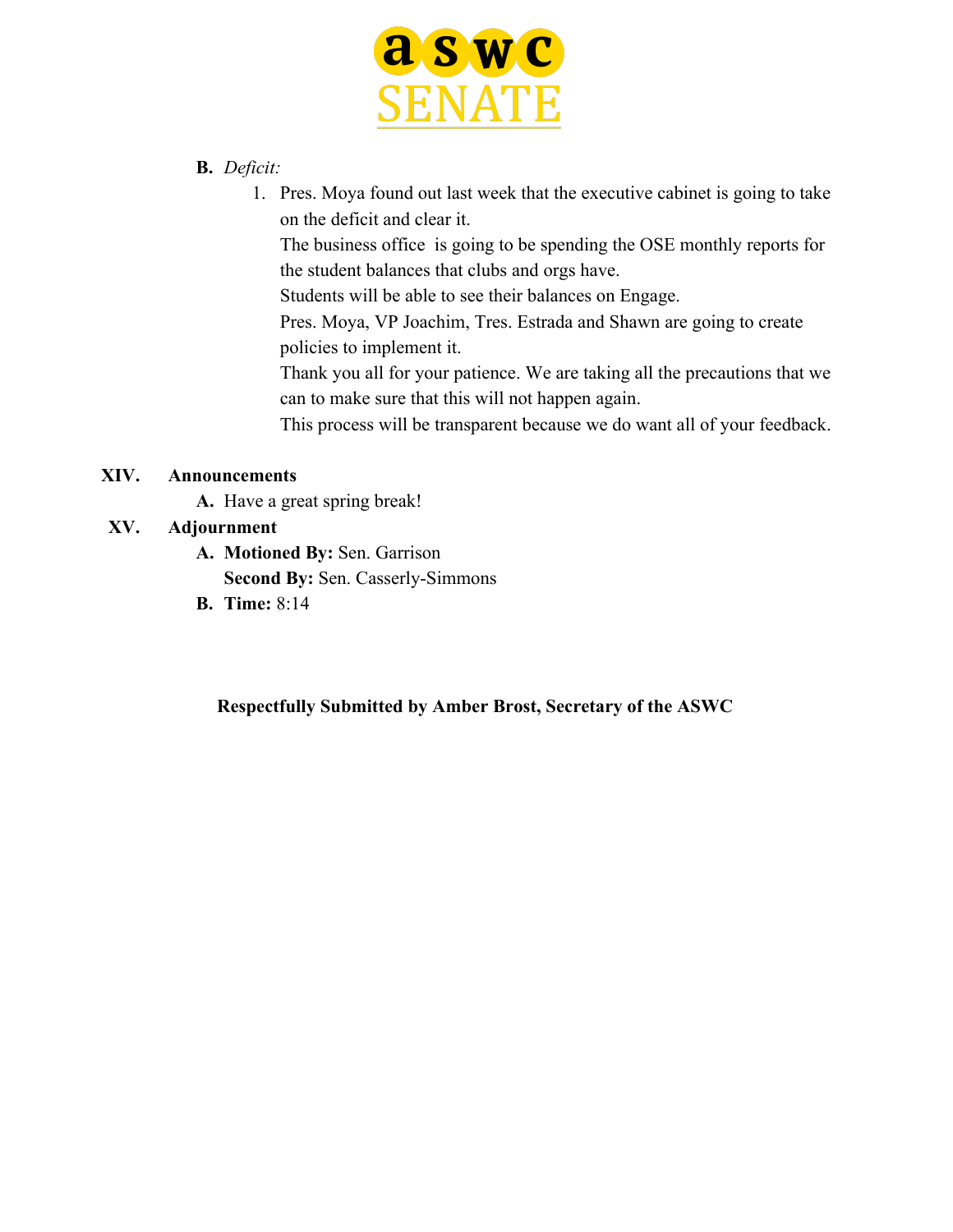**B.** *Deficit:*

1. Pres. Moya found out last week that the executive cabinet is going to take on the deficit and clear it.
   The business office is going to be spending the OSE monthly reports for the student balances that clubs and orgs have.
   Students will be able to see their balances on Engage.
   Pres. Moya, VP Joachim, Tres. Estrada and Shawn are going to create policies to implement it.
   Thank you all for your patience. We are taking all the precautions that we can to make sure that this will not happen again.
   This process will be transparent because we do want all of your feedback.

**XIV. Announcements**

**A.** Have a great spring break!

**XV. Adjournment**

**A.** **Motioned By:** Sen. Garrison
**Second By:** Sen. Casserly-Simmons

**B.** **Time:** 8:14

**Respectfully Submitted by Amber Brost, Secretary of the ASWC**